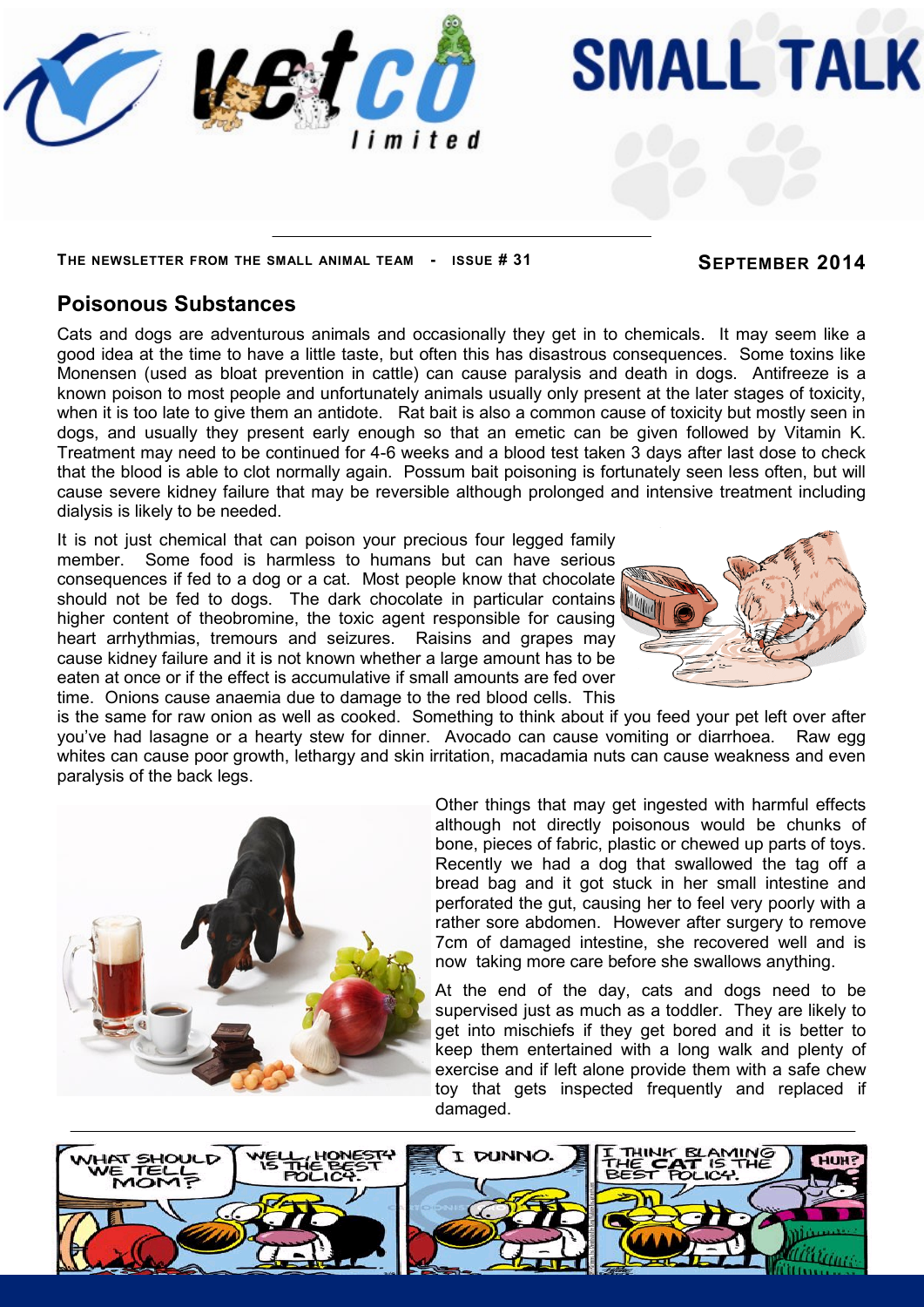# SMALL TALK

**The newsletter from the small animal team - Issue # 31**

**September 2014**

## Poisonous Substances

Cats and dogs are adventurous animals and occasionally they get in to chemicals. It may seem like a good idea at the time to have a little taste, but often this has disastrous consequences. Some toxins like Monensen (used as bloat prevention in cattle) can cause paralysis and death in dogs. Antifreeze is a known poison to most people and unfortunately animals usually only present at the later stages of toxicity, when it is too late to give them an antidote. Rat bait is also a common cause of toxicity but mostly seen in dogs, and usually they present early enough so that an emetic can be given followed by Vitamin K. Treatment may need to be continued for 4-6 weeks and a blood test taken 3 days after last dose to check that the blood is able to clot normally again. Possum bait poisoning is fortunately seen less often, but will cause severe kidney failure that may be reversible although prolonged and intensive treatment including dialysis is likely to be needed.

It is not just chemical that can poison your precious four legged family member. Some food is harmless to humans but can have serious consequences if fed to a dog or a cat. Most people know that chocolate should not be fed to dogs. The dark chocolate in particular contains higher content of theobromine, the toxic agent responsible for causing heart arrhythmias, tremours and seizures. Raisins and grapes may cause kidney failure and it is not known whether a large amount has to be eaten at once or if the effect is accumulative if small amounts are fed over time. Onions cause anaemia due to damage to the red blood cells. This is the same for raw onion as well as cooked. Something to think about if you feed your pet left over after you've had lasagne or a hearty stew for dinner. Avocado can cause vomiting or diarrhoea. Raw egg whites can cause poor growth, lethargy and skin irritation, macadamia nuts can cause weakness and even paralysis of the back legs.

Other things that may get ingested with harmful effects although not directly poisonous would be chunks of bone, pieces of fabric, plastic or chewed up parts of toys. Recently we had a dog that swallowed the tag off a bread bag and it got stuck in her small intestine and perforated the gut, causing her to feel very poorly with a rather sore abdomen. However after surgery to remove 7cm of damaged intestine, she recovered well and is now taking more care before she swallows anything.

At the end of the day, cats and dogs need to be supervised just as much as a toddler. They are likely to get into mischiefs if they get bored and it is better to keep them entertained with a long walk and plenty of exercise and if left alone provide them with a safe chew toy that gets inspected frequently and replaced if damaged.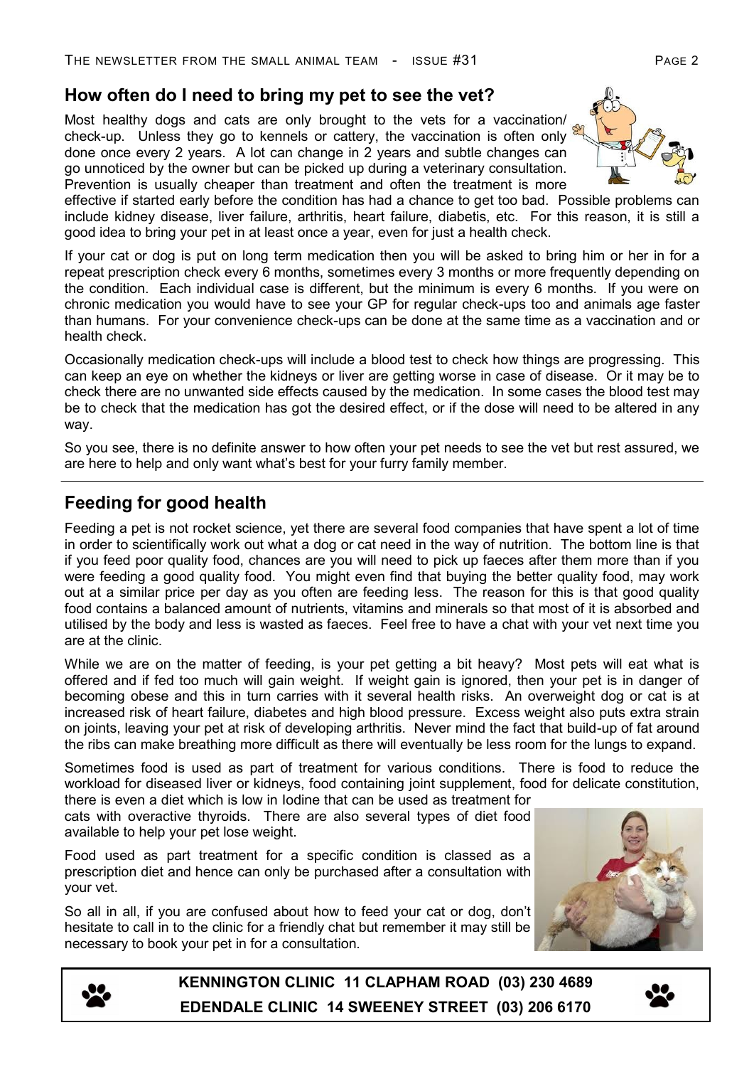## How often do I need to bring my pet to see the vet?

Most healthy dogs and cats are only brought to the vets for a vaccination/ check-up. Unless they go to kennels or cattery, the vaccination is often only done once every 2 years. A lot can change in 2 years and subtle changes can go unnoticed by the owner but can be picked up during a veterinary consultation. Prevention is usually cheaper than treatment and often the treatment is more effective if started early before the condition has had a chance to get too bad. Possible problems can include kidney disease, liver failure, arthritis, heart failure, diabetis, etc. For this reason, it is still a good idea to bring your pet in at least once a year, even for just a health check.

If your cat or dog is put on long term medication then you will be asked to bring him or her in for a repeat prescription check every 6 months, sometimes every 3 months or more frequently depending on the condition. Each individual case is different, but the minimum is every 6 months. If you were on chronic medication you would have to see your GP for regular check-ups too and animals age faster than humans. For your convenience check-ups can be done at the same time as a vaccination and or health check.

Occasionally medication check-ups will include a blood test to check how things are progressing. This can keep an eye on whether the kidneys or liver are getting worse in case of disease. Or it may be to check there are no unwanted side effects caused by the medication. In some cases the blood test may be to check that the medication has got the desired effect, or if the dose will need to be altered in any way.

So you see, there is no definite answer to how often your pet needs to see the vet but rest assured, we are here to help and only want what's best for your furry family member.

## Feeding for good health

Feeding a pet is not rocket science, yet there are several food companies that have spent a lot of time in order to scientifically work out what a dog or cat need in the way of nutrition. The bottom line is that if you feed poor quality food, chances are you will need to pick up faeces after them more than if you were feeding a good quality food. You might even find that buying the better quality food, may work out at a similar price per day as you often are feeding less. The reason for this is that good quality food contains a balanced amount of nutrients, vitamins and minerals so that most of it is absorbed and utilised by the body and less is wasted as faeces. Feel free to have a chat with your vet next time you are at the clinic.

While we are on the matter of feeding, is your pet getting a bit heavy? Most pets will eat what is offered and if fed too much will gain weight. If weight gain is ignored, then your pet is in danger of becoming obese and this in turn carries with it several health risks. An overweight dog or cat is at increased risk of heart failure, diabetes and high blood pressure. Excess weight also puts extra strain on joints, leaving your pet at risk of developing arthritis. Never mind the fact that build-up of fat around the ribs can make breathing more difficult as there will eventually be less room for the lungs to expand.

Sometimes food is used as part of treatment for various conditions. There is food to reduce the workload for diseased liver or kidneys, food containing joint supplement, food for delicate constitution, there is even a diet which is low in Iodine that can be used as treatment for cats with overactive thyroids. There are also several types of diet food available to help your pet lose weight.

Food used as part treatment for a specific condition is classed as a prescription diet and hence can only be purchased after a consultation with your vet.

So all in all, if you are confused about how to feed your cat or dog, don't hesitate to call in to the clinic for a friendly chat but remember it may still be necessary to book your pet in for a consultation.

**KENNINGTON CLINIC 11 CLAPHAM ROAD (03) 230 4689**

**EDENDALE CLINIC 14 SWEENEY STREET (03) 206 6170**